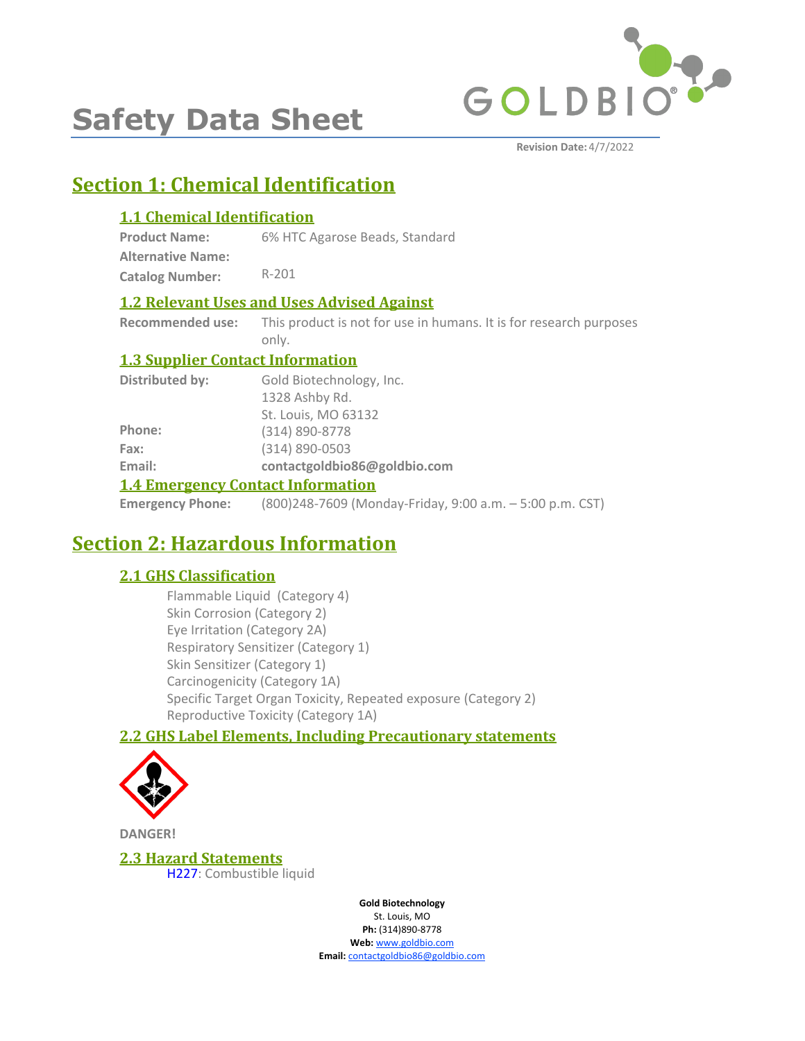# Safety Data Sheet

**Revision Date:** 4/7/2022

## Section 1: Chemical Identification

### 1.1 Chemical Identification

**Product Name:** 6% HTC Agarose Beads, Standard
**Alternative Name:**
**Catalog Number:** R-201

### 1.2 Relevant Uses and Uses Advised Against

**Recommended use:** This product is not for use in humans. It is for research purposes only.

### 1.3 Supplier Contact Information

**Distributed by:** Gold Biotechnology, Inc.
1328 Ashby Rd.
St. Louis, MO 63132
**Phone:** (314) 890-8778
**Fax:** (314) 890-0503
**Email:** **contactgoldbio86@goldbio.com**

### 1.4 Emergency Contact Information

**Emergency Phone:** (800)248-7609 (Monday-Friday, 9:00 a.m. – 5:00 p.m. CST)

## Section 2: Hazardous Information

### 2.1 GHS Classification

Flammable Liquid (Category 4)
Skin Corrosion (Category 2)
Eye Irritation (Category 2A)
Respiratory Sensitizer (Category 1)
Skin Sensitizer (Category 1)
Carcinogenicity (Category 1A)
Specific Target Organ Toxicity, Repeated exposure (Category 2)
Reproductive Toxicity (Category 1A)

### 2.2 GHS Label Elements, Including Precautionary statements

**DANGER!**

### 2.3 Hazard Statements

H227: Combustible liquid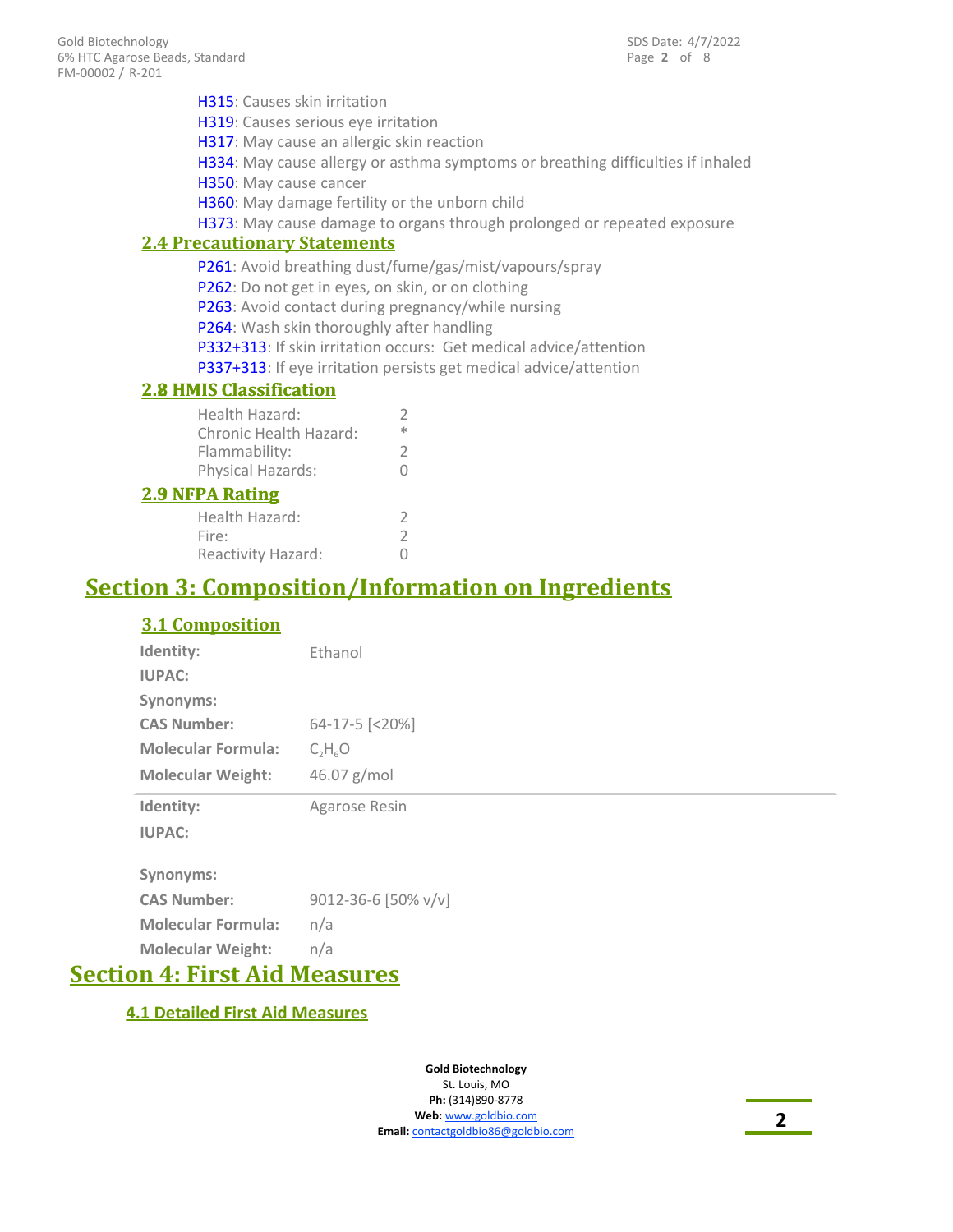- **H315**: Causes skin irritation
- **H319**: Causes serious eye irritation
- **H317**: May cause an allergic skin reaction
- **H334**: May cause allergy or asthma symptoms or breathing difficulties if inhaled
- **H350**: May cause cancer
- **H360**: May damage fertility or the unborn child
- **H373**: May cause damage to organs through prolonged or repeated exposure

### 2.4 Precautionary Statements

- **P261**: Avoid breathing dust/fume/gas/mist/vapours/spray
- **P262**: Do not get in eyes, on skin, or on clothing
- **P263**: Avoid contact during pregnancy/while nursing
- **P264**: Wash skin thoroughly after handling
- **P332+313**: If skin irritation occurs: Get medical advice/attention
- **P337+313**: If eye irritation persists get medical advice/attention

### 2.8 HMIS Classification

| | |
|---|---|
| Health Hazard: | 2 |
| Chronic Health Hazard: | * |
| Flammability: | 2 |
| Physical Hazards: | 0 |

### 2.9 NFPA Rating

| | |
|---|---|
| Health Hazard: | 2 |
| Fire: | 2 |
| Reactivity Hazard: | 0 |

## Section 3: Composition/Information on Ingredients

### 3.1 Composition

| | |
|---|---|
| **Identity:** | Ethanol |
| **IUPAC:** | |
| **Synonyms:** | |
| **CAS Number:** | 64-17-5 [<20%] |
| **Molecular Formula:** | $C_2H_6O$ |
| **Molecular Weight:** | 46.07 g/mol |

| | |
|---|---|
| **Identity:** | Agarose Resin |
| **IUPAC:** | |
| **Synonyms:** | |
| **CAS Number:** | 9012-36-6 [50% v/v] |
| **Molecular Formula:** | n/a |
| **Molecular Weight:** | n/a |

## Section 4: First Aid Measures

### 4.1 Detailed First Aid Measures

**Gold Biotechnology**
St. Louis, MO
**Ph:** (314)890-8778
**Web:** www.goldbio.com
**Email:** contactgoldbio86@goldbio.com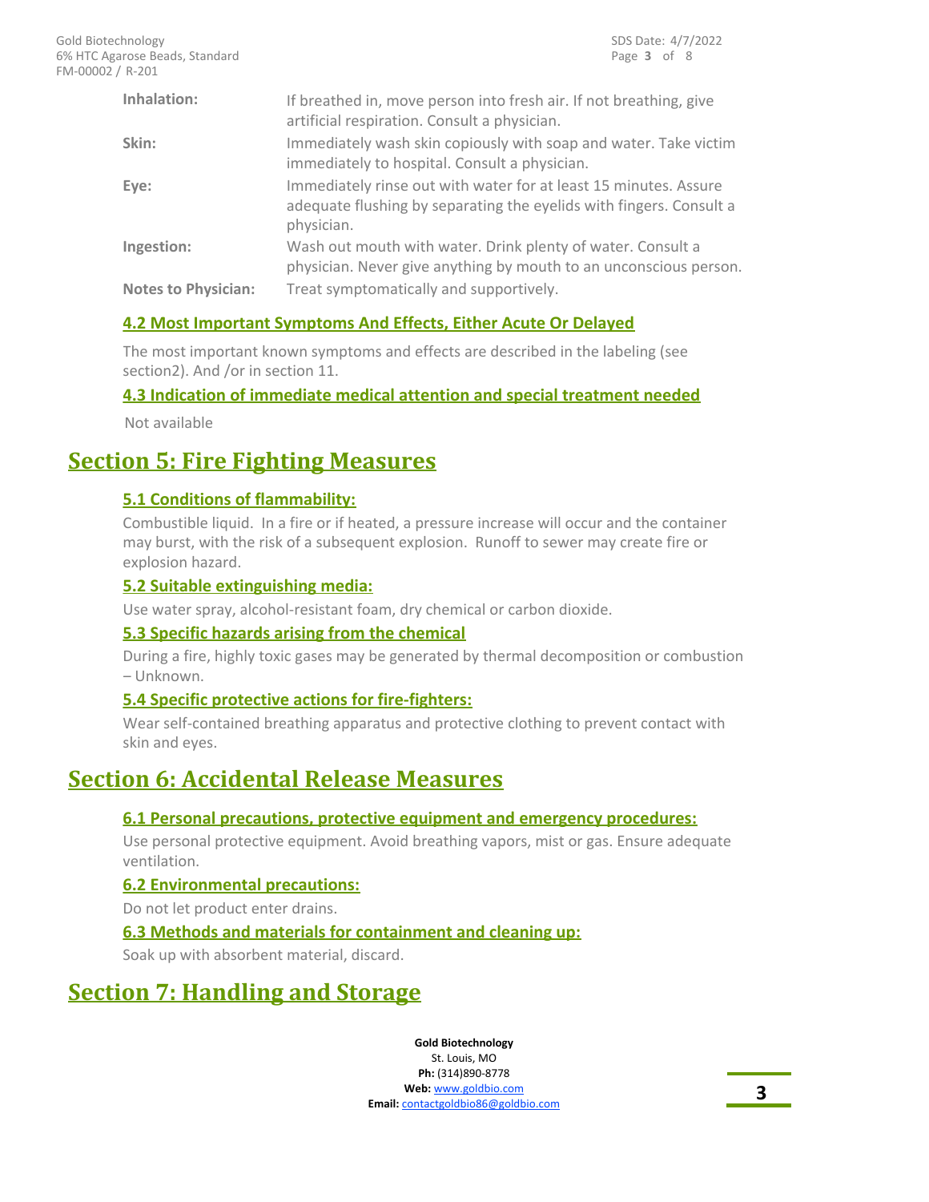| | |
|---|---|
| **Inhalation:** | If breathed in, move person into fresh air. If not breathing, give artificial respiration. Consult a physician. |
| **Skin:** | Immediately wash skin copiously with soap and water. Take victim immediately to hospital. Consult a physician. |
| **Eye:** | Immediately rinse out with water for at least 15 minutes. Assure adequate flushing by separating the eyelids with fingers. Consult a physician. |
| **Ingestion:** | Wash out mouth with water. Drink plenty of water. Consult a physician. Never give anything by mouth to an unconscious person. |
| **Notes to Physician:** | Treat symptomatically and supportively. |

### 4.2 Most Important Symptoms And Effects, Either Acute Or Delayed

The most important known symptoms and effects are described in the labeling (see section2). And /or in section 11.

### 4.3 Indication of immediate medical attention and special treatment needed

Not available

## Section 5: Fire Fighting Measures

### 5.1 Conditions of flammability:

Combustible liquid. In a fire or if heated, a pressure increase will occur and the container may burst, with the risk of a subsequent explosion. Runoff to sewer may create fire or explosion hazard.

### 5.2 Suitable extinguishing media:

Use water spray, alcohol-resistant foam, dry chemical or carbon dioxide.

### 5.3 Specific hazards arising from the chemical

During a fire, highly toxic gases may be generated by thermal decomposition or combustion – Unknown.

### 5.4 Specific protective actions for fire-fighters:

Wear self-contained breathing apparatus and protective clothing to prevent contact with skin and eyes.

## Section 6: Accidental Release Measures

### 6.1 Personal precautions, protective equipment and emergency procedures:

Use personal protective equipment. Avoid breathing vapors, mist or gas. Ensure adequate ventilation.

### 6.2 Environmental precautions:

Do not let product enter drains.

### 6.3 Methods and materials for containment and cleaning up:

Soak up with absorbent material, discard.

## Section 7: Handling and Storage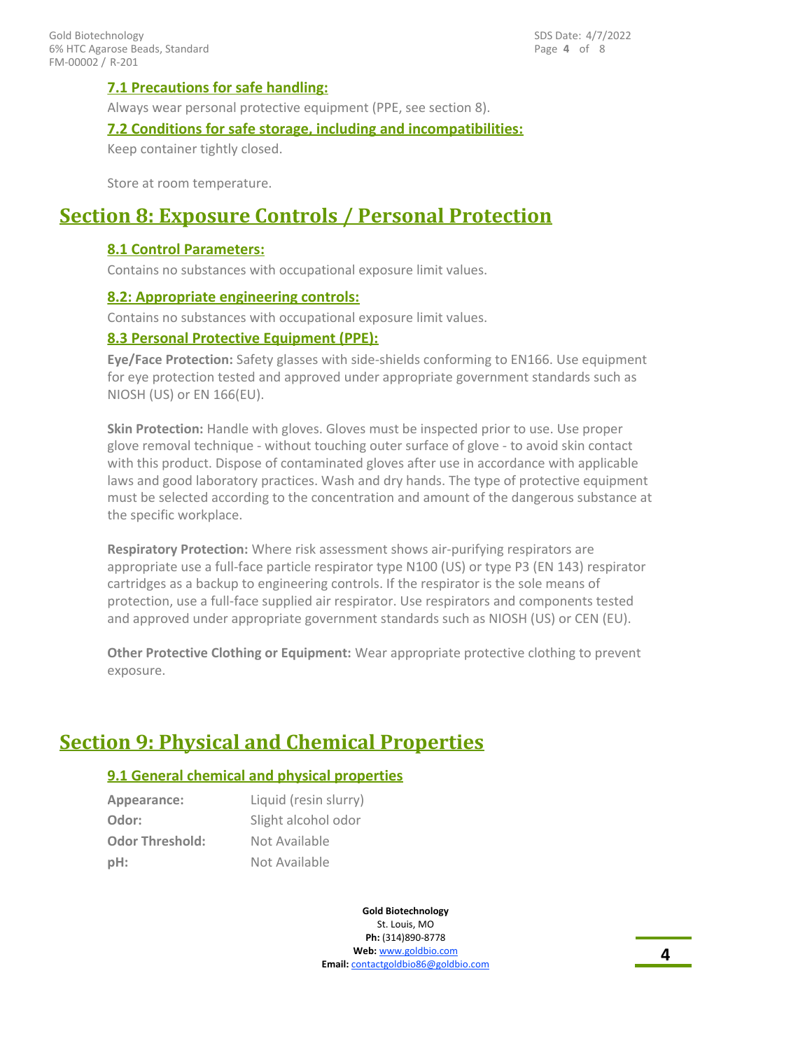### 7.1 Precautions for safe handling:

Always wear personal protective equipment (PPE, see section 8).

### 7.2 Conditions for safe storage, including and incompatibilities:

Keep container tightly closed.

Store at room temperature.

## Section 8: Exposure Controls / Personal Protection

### 8.1 Control Parameters:

Contains no substances with occupational exposure limit values.

### 8.2: Appropriate engineering controls:

Contains no substances with occupational exposure limit values.

### 8.3 Personal Protective Equipment (PPE):

**Eye/Face Protection:** Safety glasses with side-shields conforming to EN166. Use equipment for eye protection tested and approved under appropriate government standards such as NIOSH (US) or EN 166(EU).

**Skin Protection:** Handle with gloves. Gloves must be inspected prior to use. Use proper glove removal technique - without touching outer surface of glove - to avoid skin contact with this product. Dispose of contaminated gloves after use in accordance with applicable laws and good laboratory practices. Wash and dry hands. The type of protective equipment must be selected according to the concentration and amount of the dangerous substance at the specific workplace.

**Respiratory Protection:** Where risk assessment shows air-purifying respirators are appropriate use a full-face particle respirator type N100 (US) or type P3 (EN 143) respirator cartridges as a backup to engineering controls. If the respirator is the sole means of protection, use a full-face supplied air respirator. Use respirators and components tested and approved under appropriate government standards such as NIOSH (US) or CEN (EU).

**Other Protective Clothing or Equipment:** Wear appropriate protective clothing to prevent exposure.

## Section 9: Physical and Chemical Properties

### 9.1 General chemical and physical properties

| | |
|---|---|
| **Appearance:** | Liquid (resin slurry) |
| **Odor:** | Slight alcohol odor |
| **Odor Threshold:** | Not Available |
| **pH:** | Not Available |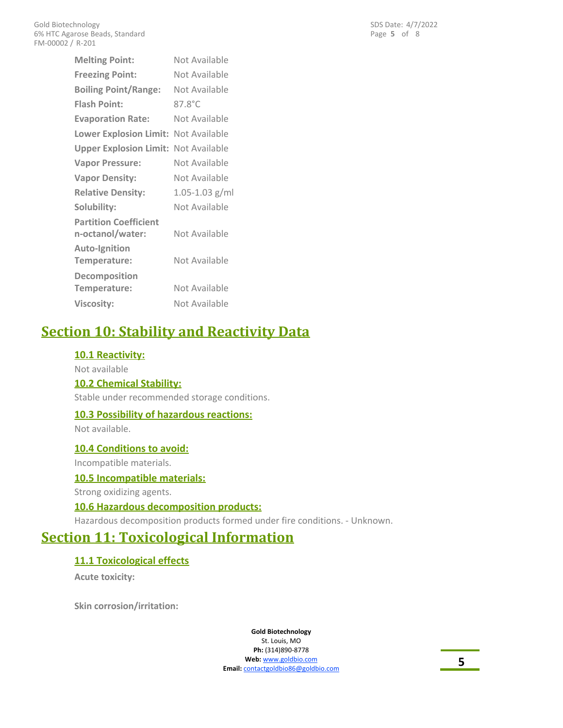| | |
|---|---|
| **Melting Point:** | Not Available |
| **Freezing Point:** | Not Available |
| **Boiling Point/Range:** | Not Available |
| **Flash Point:** | 87.8°C |
| **Evaporation Rate:** | Not Available |
| **Lower Explosion Limit:** | Not Available |
| **Upper Explosion Limit:** | Not Available |
| **Vapor Pressure:** | Not Available |
| **Vapor Density:** | Not Available |
| **Relative Density:** | 1.05-1.03 g/ml |
| **Solubility:** | Not Available |
| **Partition Coefficient n-octanol/water:** | Not Available |
| **Auto-Ignition Temperature:** | Not Available |
| **Decomposition Temperature:** | Not Available |
| **Viscosity:** | Not Available |

# Section 10: Stability and Reactivity Data

### 10.1 Reactivity:

Not available

### 10.2 Chemical Stability:

Stable under recommended storage conditions.

### 10.3 Possibility of hazardous reactions:

Not available.

### 10.4 Conditions to avoid:

Incompatible materials.

### 10.5 Incompatible materials:

Strong oxidizing agents.

### 10.6 Hazardous decomposition products:

Hazardous decomposition products formed under fire conditions. - Unknown.

# Section 11: Toxicological Information

### 11.1 Toxicological effects

**Acute toxicity:**

**Skin corrosion/irritation:**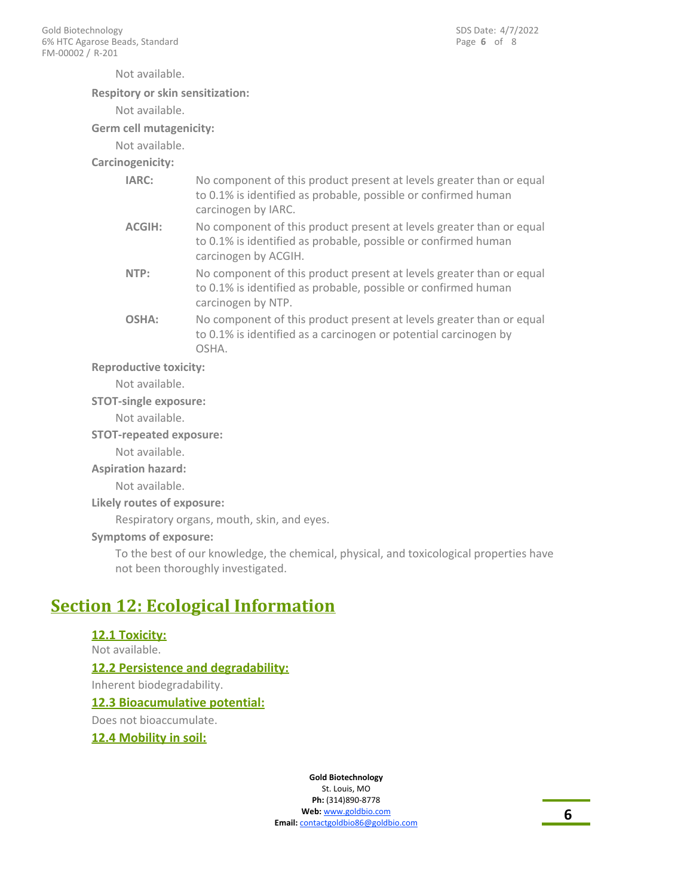Not available.

**Respitory or skin sensitization:**

Not available.

**Germ cell mutagenicity:**

Not available.

**Carcinogenicity:**

| | |
|---|---|
| **IARC:** | No component of this product present at levels greater than or equal to 0.1% is identified as probable, possible or confirmed human carcinogen by IARC. |
| **ACGIH:** | No component of this product present at levels greater than or equal to 0.1% is identified as probable, possible or confirmed human carcinogen by ACGIH. |
| **NTP:** | No component of this product present at levels greater than or equal to 0.1% is identified as probable, possible or confirmed human carcinogen by NTP. |
| **OSHA:** | No component of this product present at levels greater than or equal to 0.1% is identified as a carcinogen or potential carcinogen by OSHA. |

**Reproductive toxicity:**

Not available.

**STOT-single exposure:**

Not available.

**STOT-repeated exposure:**

Not available.

**Aspiration hazard:**

Not available.

**Likely routes of exposure:**

Respiratory organs, mouth, skin, and eyes.

**Symptoms of exposure:**

To the best of our knowledge, the chemical, physical, and toxicological properties have not been thoroughly investigated.

## Section 12: Ecological Information

### 12.1 Toxicity:

Not available.

### 12.2 Persistence and degradability:

Inherent biodegradability.

### 12.3 Bioacumulative potential:

Does not bioaccumulate.

### 12.4 Mobility in soil: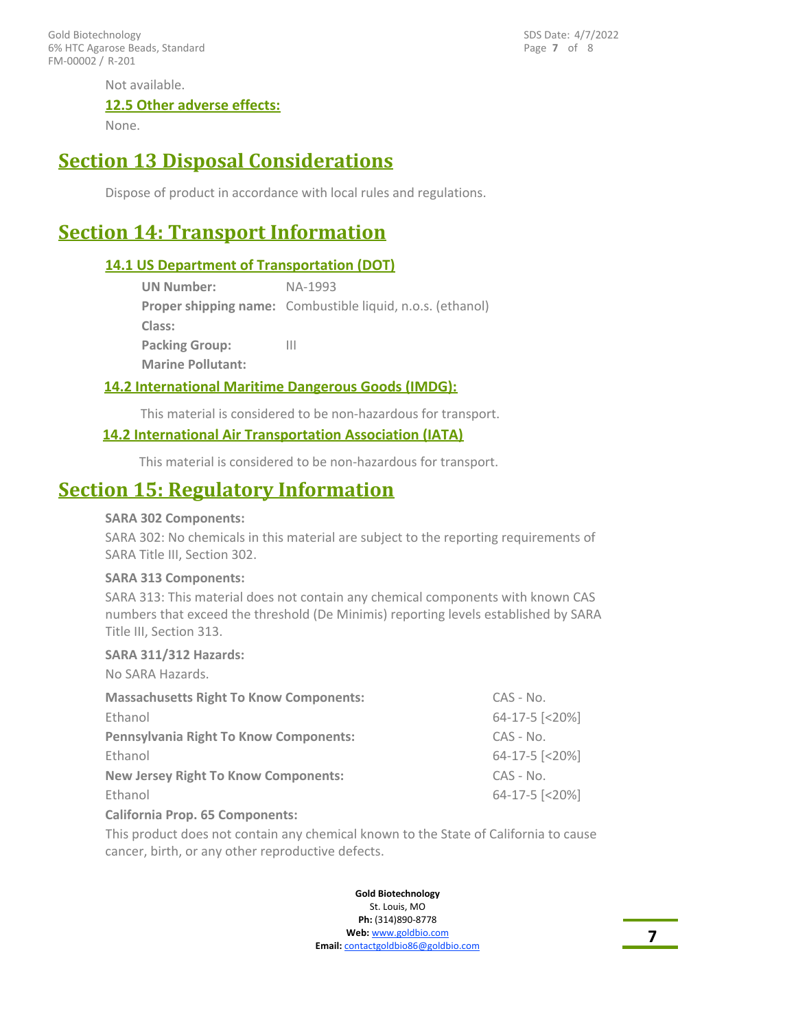Not available.

### 12.5 Other adverse effects:

None.

## Section 13 Disposal Considerations

Dispose of product in accordance with local rules and regulations.

## Section 14: Transport Information

### 14.1 US Department of Transportation (DOT)

**UN Number:** NA-1993

**Proper shipping name:** Combustible liquid, n.o.s. (ethanol)

**Class:**

**Packing Group:** III

**Marine Pollutant:**

### 14.2 International Maritime Dangerous Goods (IMDG):

This material is considered to be non-hazardous for transport.

### 14.2 International Air Transportation Association (IATA)

This material is considered to be non-hazardous for transport.

## Section 15: Regulatory Information

**SARA 302 Components:**

SARA 302: No chemicals in this material are subject to the reporting requirements of SARA Title III, Section 302.

**SARA 313 Components:**

SARA 313: This material does not contain any chemical components with known CAS numbers that exceed the threshold (De Minimis) reporting levels established by SARA Title III, Section 313.

**SARA 311/312 Hazards:**

No SARA Hazards.

| **Massachusetts Right To Know Components:** | CAS - No. |
|---|---|
| Ethanol | 64-17-5 [<20%] |
| **Pennsylvania Right To Know Components:** | CAS - No. |
| Ethanol | 64-17-5 [<20%] |
| **New Jersey Right To Know Components:** | CAS - No. |
| Ethanol | 64-17-5 [<20%] |

**California Prop. 65 Components:**

This product does not contain any chemical known to the State of California to cause cancer, birth, or any other reproductive defects.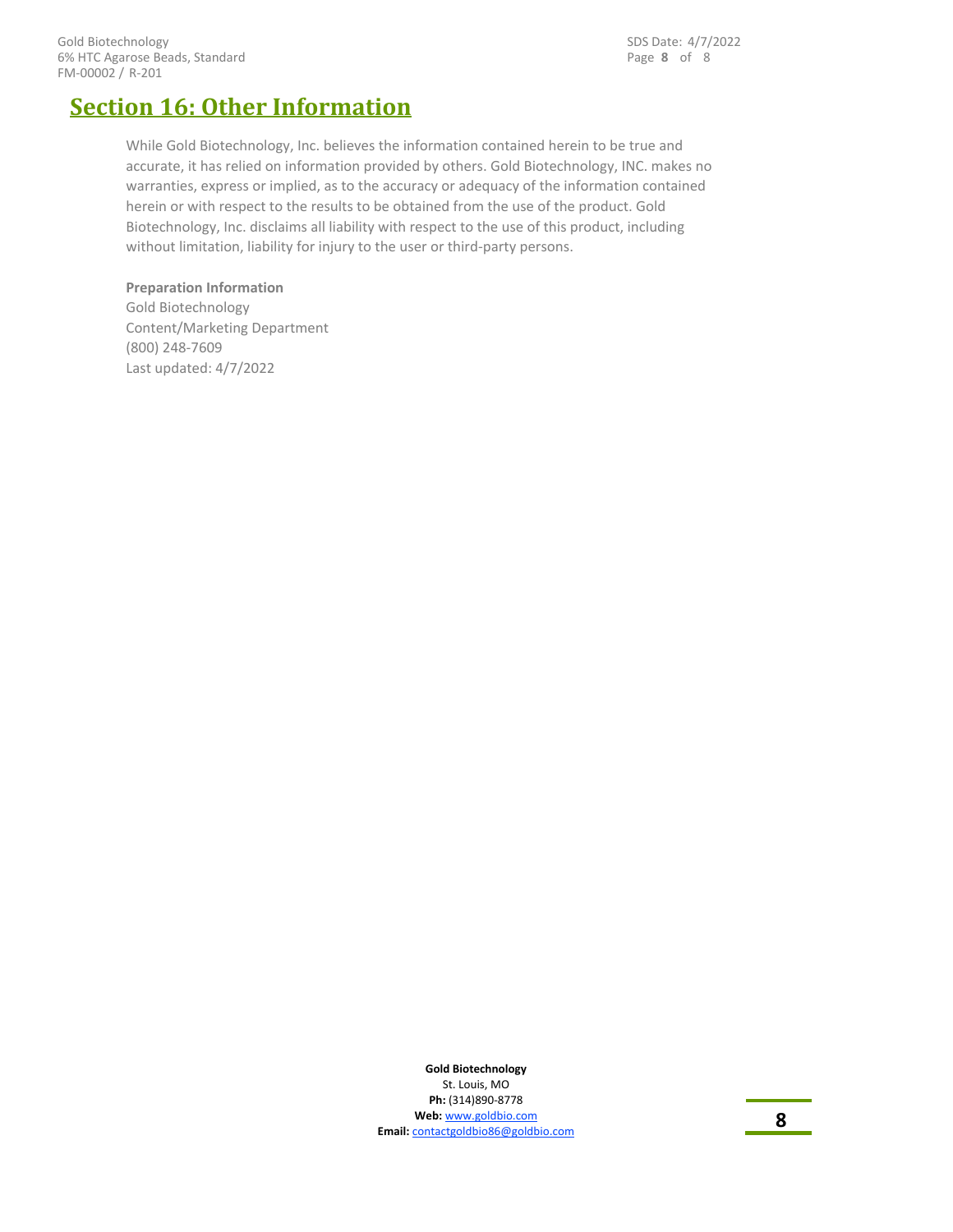## Section 16: Other Information

While Gold Biotechnology, Inc. believes the information contained herein to be true and accurate, it has relied on information provided by others. Gold Biotechnology, INC. makes no warranties, express or implied, as to the accuracy or adequacy of the information contained herein or with respect to the results to be obtained from the use of the product. Gold Biotechnology, Inc. disclaims all liability with respect to the use of this product, including without limitation, liability for injury to the user or third-party persons.

**Preparation Information**
Gold Biotechnology
Content/Marketing Department
(800) 248-7609
Last updated: 4/7/2022